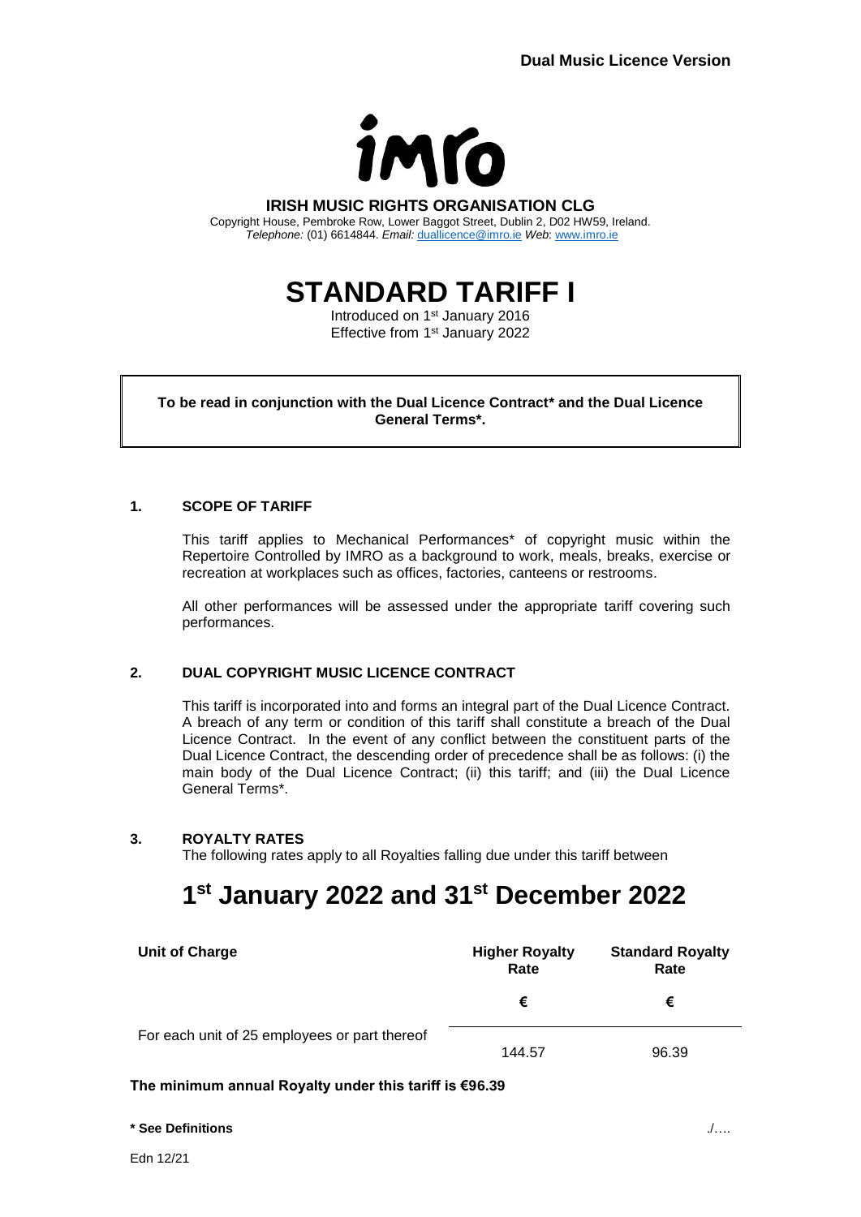**Dual Music Licence Version**

**IRISH MUSIC RIGHTS ORGANISATION CLG**

Copyright House, Pembroke Row, Lower Baggot Street, Dublin 2, D02 HW59, Ireland.
*Telephone:* (01) 6614844. *Email:* duallicence@imro.ie *Web*: www.imro.ie

# STANDARD TARIFF I

Introduced on 1st January 2016
Effective from 1st January 2022

**To be read in conjunction with the Dual Licence Contract* and the Dual Licence General Terms*.**

## 1. SCOPE OF TARIFF

This tariff applies to Mechanical Performances* of copyright music within the Repertoire Controlled by IMRO as a background to work, meals, breaks, exercise or recreation at workplaces such as offices, factories, canteens or restrooms.

All other performances will be assessed under the appropriate tariff covering such performances.

## 2. DUAL COPYRIGHT MUSIC LICENCE CONTRACT

This tariff is incorporated into and forms an integral part of the Dual Licence Contract. A breach of any term or condition of this tariff shall constitute a breach of the Dual Licence Contract. In the event of any conflict between the constituent parts of the Dual Licence Contract, the descending order of precedence shall be as follows: (i) the main body of the Dual Licence Contract; (ii) this tariff; and (iii) the Dual Licence General Terms*.

## 3. ROYALTY RATES

The following rates apply to all Royalties falling due under this tariff between

# 1st January 2022 and 31st December 2022

| Unit of Charge | Higher Royalty Rate | Standard Royalty Rate |
|---|---|---|
| | € | € |
| For each unit of 25 employees or part thereof | 144.57 | 96.39 |

**The minimum annual Royalty under this tariff is €96.39**

**\* See Definitions**

./….

Edn 12/21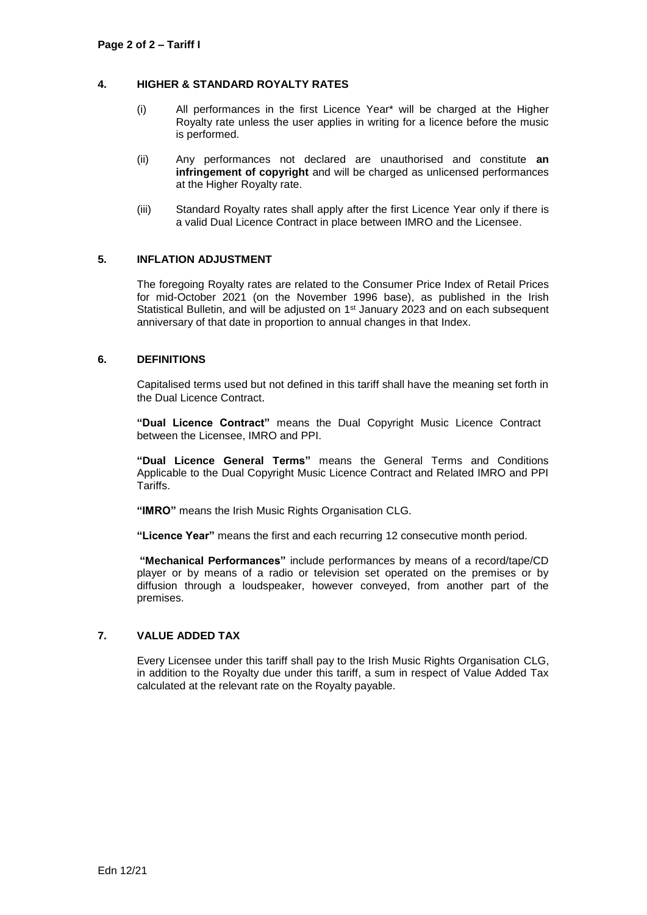## 4. HIGHER & STANDARD ROYALTY RATES

(i) All performances in the first Licence Year* will be charged at the Higher Royalty rate unless the user applies in writing for a licence before the music is performed.

(ii) Any performances not declared are unauthorised and constitute **an infringement of copyright** and will be charged as unlicensed performances at the Higher Royalty rate.

(iii) Standard Royalty rates shall apply after the first Licence Year only if there is a valid Dual Licence Contract in place between IMRO and the Licensee.

## 5. INFLATION ADJUSTMENT

The foregoing Royalty rates are related to the Consumer Price Index of Retail Prices for mid-October 2021 (on the November 1996 base), as published in the Irish Statistical Bulletin, and will be adjusted on 1st January 2023 and on each subsequent anniversary of that date in proportion to annual changes in that Index.

## 6. DEFINITIONS

Capitalised terms used but not defined in this tariff shall have the meaning set forth in the Dual Licence Contract.

**"Dual Licence Contract"** means the Dual Copyright Music Licence Contract between the Licensee, IMRO and PPI.

**"Dual Licence General Terms"** means the General Terms and Conditions Applicable to the Dual Copyright Music Licence Contract and Related IMRO and PPI Tariffs.

**"IMRO"** means the Irish Music Rights Organisation CLG.

**"Licence Year"** means the first and each recurring 12 consecutive month period.

**"Mechanical Performances"** include performances by means of a record/tape/CD player or by means of a radio or television set operated on the premises or by diffusion through a loudspeaker, however conveyed, from another part of the premises.

## 7. VALUE ADDED TAX

Every Licensee under this tariff shall pay to the Irish Music Rights Organisation CLG, in addition to the Royalty due under this tariff, a sum in respect of Value Added Tax calculated at the relevant rate on the Royalty payable.

Edn 12/21